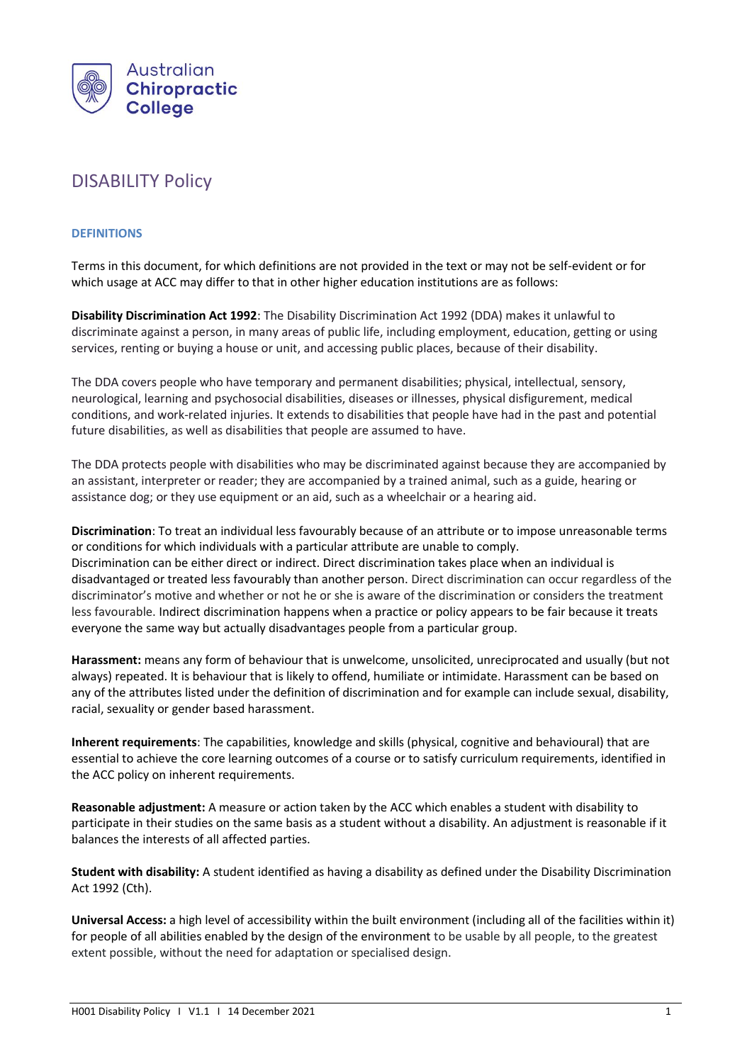Australian **Chiropractic College**

# DISABILITY Policy

## DEFINITIONS

Terms in this document, for which definitions are not provided in the text or may not be self-evident or for which usage at ACC may differ to that in other higher education institutions are as follows:

**Disability Discrimination Act 1992**: The Disability Discrimination Act 1992 (DDA) makes it unlawful to discriminate against a person, in many areas of public life, including employment, education, getting or using services, renting or buying a house or unit, and accessing public places, because of their disability.

The DDA covers people who have temporary and permanent disabilities; physical, intellectual, sensory, neurological, learning and psychosocial disabilities, diseases or illnesses, physical disfigurement, medical conditions, and work-related injuries. It extends to disabilities that people have had in the past and potential future disabilities, as well as disabilities that people are assumed to have.

The DDA protects people with disabilities who may be discriminated against because they are accompanied by an assistant, interpreter or reader; they are accompanied by a trained animal, such as a guide, hearing or assistance dog; or they use equipment or an aid, such as a wheelchair or a hearing aid.

**Discrimination**: To treat an individual less favourably because of an attribute or to impose unreasonable terms or conditions for which individuals with a particular attribute are unable to comply.
Discrimination can be either direct or indirect. Direct discrimination takes place when an individual is disadvantaged or treated less favourably than another person. Direct discrimination can occur regardless of the discriminator's motive and whether or not he or she is aware of the discrimination or considers the treatment less favourable. Indirect discrimination happens when a practice or policy appears to be fair because it treats everyone the same way but actually disadvantages people from a particular group.

**Harassment:** means any form of behaviour that is unwelcome, unsolicited, unreciprocated and usually (but not always) repeated. It is behaviour that is likely to offend, humiliate or intimidate. Harassment can be based on any of the attributes listed under the definition of discrimination and for example can include sexual, disability, racial, sexuality or gender based harassment.

**Inherent requirements**: The capabilities, knowledge and skills (physical, cognitive and behavioural) that are essential to achieve the core learning outcomes of a course or to satisfy curriculum requirements, identified in the ACC policy on inherent requirements.

**Reasonable adjustment:** A measure or action taken by the ACC which enables a student with disability to participate in their studies on the same basis as a student without a disability. An adjustment is reasonable if it balances the interests of all affected parties.

**Student with disability:** A student identified as having a disability as defined under the Disability Discrimination Act 1992 (Cth).

**Universal Access:** a high level of accessibility within the built environment (including all of the facilities within it) for people of all abilities enabled by the design of the environment to be usable by all people, to the greatest extent possible, without the need for adaptation or specialised design.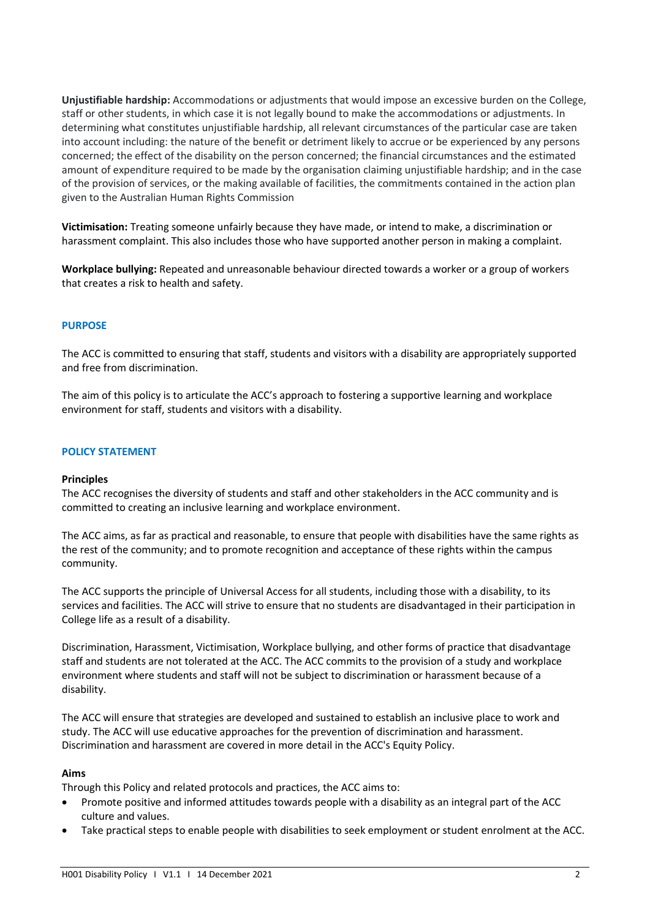**Unjustifiable hardship:** Accommodations or adjustments that would impose an excessive burden on the College, staff or other students, in which case it is not legally bound to make the accommodations or adjustments. In determining what constitutes unjustifiable hardship, all relevant circumstances of the particular case are taken into account including: the nature of the benefit or detriment likely to accrue or be experienced by any persons concerned; the effect of the disability on the person concerned; the financial circumstances and the estimated amount of expenditure required to be made by the organisation claiming unjustifiable hardship; and in the case of the provision of services, or the making available of facilities, the commitments contained in the action plan given to the Australian Human Rights Commission

**Victimisation:** Treating someone unfairly because they have made, or intend to make, a discrimination or harassment complaint. This also includes those who have supported another person in making a complaint.

**Workplace bullying:** Repeated and unreasonable behaviour directed towards a worker or a group of workers that creates a risk to health and safety.

## PURPOSE

The ACC is committed to ensuring that staff, students and visitors with a disability are appropriately supported and free from discrimination.

The aim of this policy is to articulate the ACC's approach to fostering a supportive learning and workplace environment for staff, students and visitors with a disability.

## POLICY STATEMENT

### Principles

The ACC recognises the diversity of students and staff and other stakeholders in the ACC community and is committed to creating an inclusive learning and workplace environment.

The ACC aims, as far as practical and reasonable, to ensure that people with disabilities have the same rights as the rest of the community; and to promote recognition and acceptance of these rights within the campus community.

The ACC supports the principle of Universal Access for all students, including those with a disability, to its services and facilities. The ACC will strive to ensure that no students are disadvantaged in their participation in College life as a result of a disability.

Discrimination, Harassment, Victimisation, Workplace bullying, and other forms of practice that disadvantage staff and students are not tolerated at the ACC. The ACC commits to the provision of a study and workplace environment where students and staff will not be subject to discrimination or harassment because of a disability.

The ACC will ensure that strategies are developed and sustained to establish an inclusive place to work and study. The ACC will use educative approaches for the prevention of discrimination and harassment. Discrimination and harassment are covered in more detail in the ACC's Equity Policy.

### Aims

Through this Policy and related protocols and practices, the ACC aims to:

- Promote positive and informed attitudes towards people with a disability as an integral part of the ACC culture and values.
- Take practical steps to enable people with disabilities to seek employment or student enrolment at the ACC.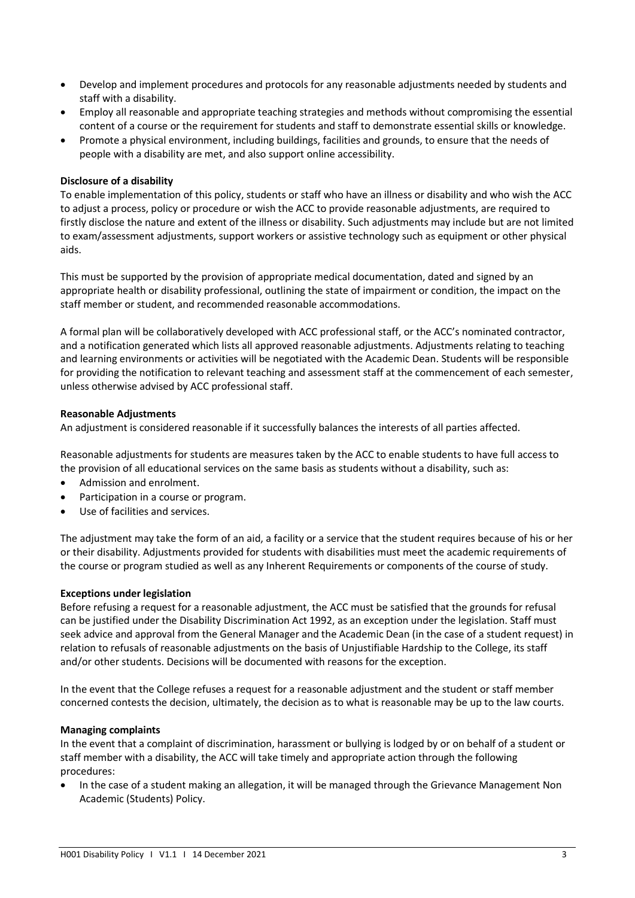- Develop and implement procedures and protocols for any reasonable adjustments needed by students and staff with a disability.
- Employ all reasonable and appropriate teaching strategies and methods without compromising the essential content of a course or the requirement for students and staff to demonstrate essential skills or knowledge.
- Promote a physical environment, including buildings, facilities and grounds, to ensure that the needs of people with a disability are met, and also support online accessibility.

**Disclosure of a disability**

To enable implementation of this policy, students or staff who have an illness or disability and who wish the ACC to adjust a process, policy or procedure or wish the ACC to provide reasonable adjustments, are required to firstly disclose the nature and extent of the illness or disability. Such adjustments may include but are not limited to exam/assessment adjustments, support workers or assistive technology such as equipment or other physical aids.

This must be supported by the provision of appropriate medical documentation, dated and signed by an appropriate health or disability professional, outlining the state of impairment or condition, the impact on the staff member or student, and recommended reasonable accommodations.

A formal plan will be collaboratively developed with ACC professional staff, or the ACC's nominated contractor, and a notification generated which lists all approved reasonable adjustments. Adjustments relating to teaching and learning environments or activities will be negotiated with the Academic Dean. Students will be responsible for providing the notification to relevant teaching and assessment staff at the commencement of each semester, unless otherwise advised by ACC professional staff.

**Reasonable Adjustments**

An adjustment is considered reasonable if it successfully balances the interests of all parties affected.

Reasonable adjustments for students are measures taken by the ACC to enable students to have full access to the provision of all educational services on the same basis as students without a disability, such as:

- Admission and enrolment.
- Participation in a course or program.
- Use of facilities and services.

The adjustment may take the form of an aid, a facility or a service that the student requires because of his or her or their disability. Adjustments provided for students with disabilities must meet the academic requirements of the course or program studied as well as any Inherent Requirements or components of the course of study.

**Exceptions under legislation**

Before refusing a request for a reasonable adjustment, the ACC must be satisfied that the grounds for refusal can be justified under the Disability Discrimination Act 1992, as an exception under the legislation. Staff must seek advice and approval from the General Manager and the Academic Dean (in the case of a student request) in relation to refusals of reasonable adjustments on the basis of Unjustifiable Hardship to the College, its staff and/or other students. Decisions will be documented with reasons for the exception.

In the event that the College refuses a request for a reasonable adjustment and the student or staff member concerned contests the decision, ultimately, the decision as to what is reasonable may be up to the law courts.

**Managing complaints**

In the event that a complaint of discrimination, harassment or bullying is lodged by or on behalf of a student or staff member with a disability, the ACC will take timely and appropriate action through the following procedures:

- In the case of a student making an allegation, it will be managed through the Grievance Management Non Academic (Students) Policy.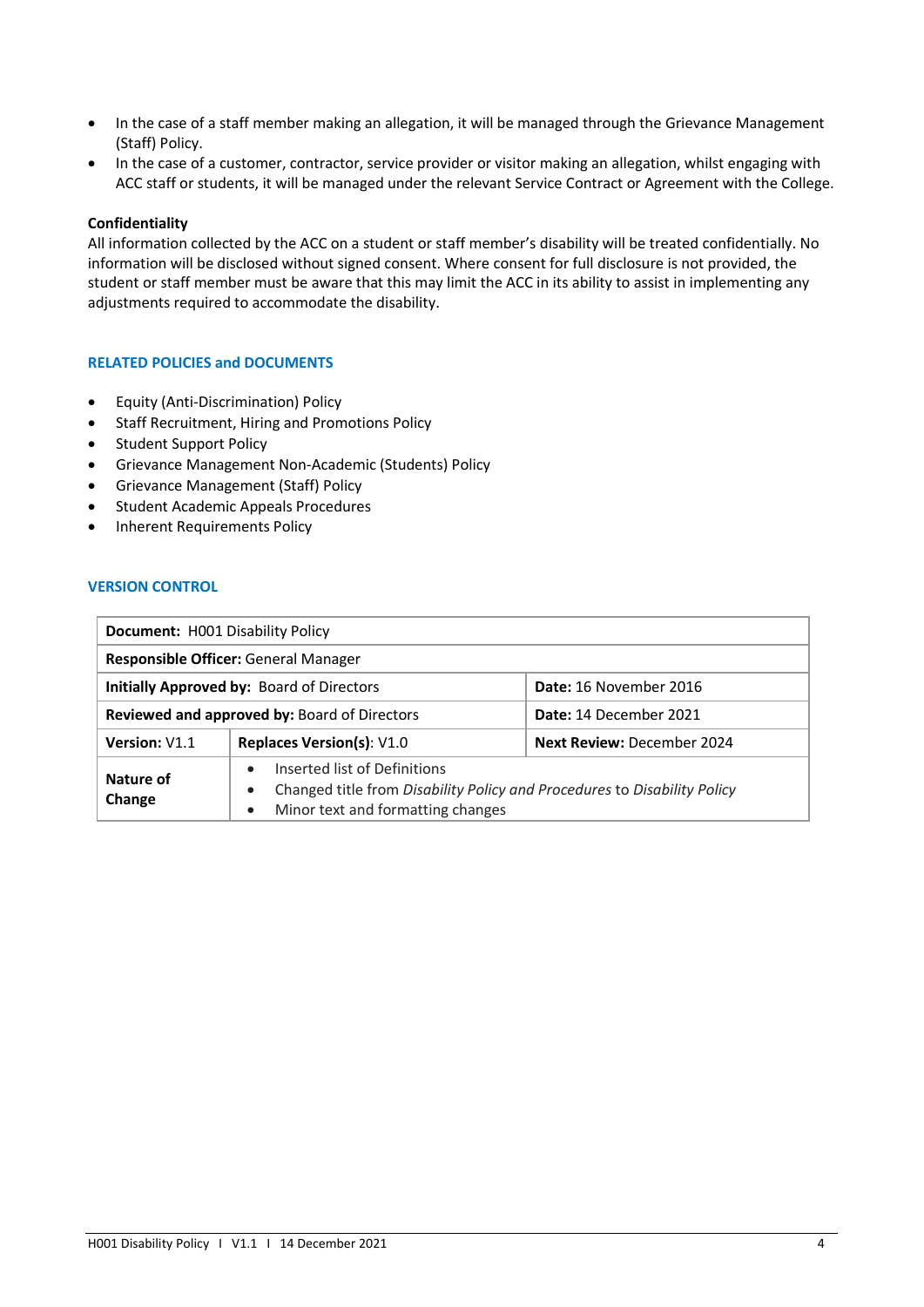- In the case of a staff member making an allegation, it will be managed through the Grievance Management (Staff) Policy.
- In the case of a customer, contractor, service provider or visitor making an allegation, whilst engaging with ACC staff or students, it will be managed under the relevant Service Contract or Agreement with the College.

**Confidentiality**

All information collected by the ACC on a student or staff member's disability will be treated confidentially. No information will be disclosed without signed consent. Where consent for full disclosure is not provided, the student or staff member must be aware that this may limit the ACC in its ability to assist in implementing any adjustments required to accommodate the disability.

## RELATED POLICIES and DOCUMENTS

- Equity (Anti-Discrimination) Policy
- Staff Recruitment, Hiring and Promotions Policy
- Student Support Policy
- Grievance Management Non-Academic (Students) Policy
- Grievance Management (Staff) Policy
- Student Academic Appeals Procedures
- Inherent Requirements Policy

## VERSION CONTROL

| | | |
|---|---|---|
| **Document:** H001 Disability Policy | | |
| **Responsible Officer:** General Manager | | |
| **Initially Approved by:** Board of Directors | | **Date:** 16 November 2016 |
| **Reviewed and approved by:** Board of Directors | | **Date:** 14 December 2021 |
| **Version:** V1.1 | **Replaces Version(s)**: V1.0 | **Next Review:** December 2024 |
| **Nature of Change** | • Inserted list of Definitions<br>• Changed title from *Disability Policy and Procedures* to *Disability Policy*<br>• Minor text and formatting changes | |